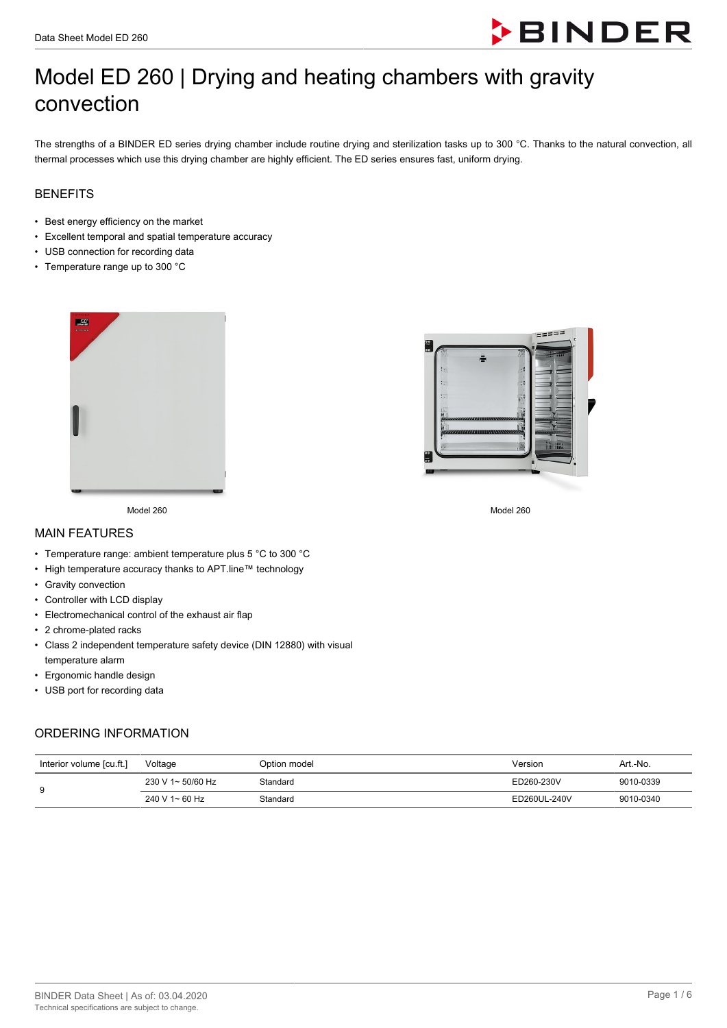# Model ED 260 | Drying and heating chambers with gravity convection

The strengths of a BINDER ED series drying chamber include routine drying and sterilization tasks up to 300 °C. Thanks to the natural convection, all thermal processes which use this drying chamber are highly efficient. The ED series ensures fast, uniform drying.

## BENEFITS

- Best energy efficiency on the market
- Excellent temporal and spatial temperature accuracy
- USB connection for recording data
- Temperature range up to 300 °C

Model 260

Model 260

## MAIN FEATURES

- Temperature range: ambient temperature plus 5 °C to 300 °C
- High temperature accuracy thanks to APT.line™ technology
- Gravity convection
- Controller with LCD display
- Electromechanical control of the exhaust air flap
- 2 chrome-plated racks
- Class 2 independent temperature safety device (DIN 12880) with visual temperature alarm
- Ergonomic handle design
- USB port for recording data

## ORDERING INFORMATION

| Interior volume [cu.ft.] | Voltage | Option model | Version | Art.-No. |
|---|---|---|---|---|
| 9 | 230 V 1~ 50/60 Hz | Standard | ED260-230V | 9010-0339 |
| | 240 V 1~ 60 Hz | Standard | ED260UL-240V | 9010-0340 |

BINDER Data Sheet | As of: 03.04.2020
Technical specifications are subject to change.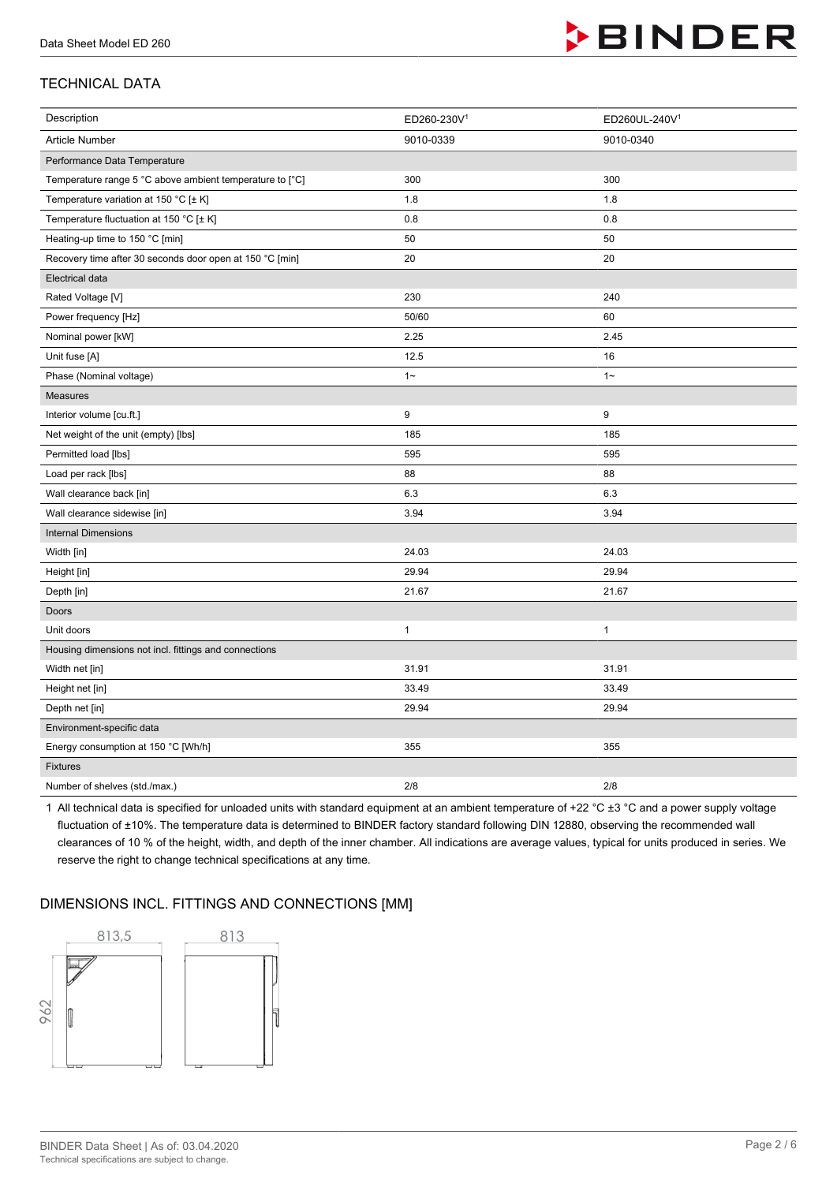## TECHNICAL DATA

| Description | ED260-230V[1] | ED260UL-240V[1] |
|---|---|---|
| Article Number | 9010-0339 | 9010-0340 |
| Performance Data Temperature | | |
| Temperature range 5 °C above ambient temperature to [°C] | 300 | 300 |
| Temperature variation at 150 °C [± K] | 1.8 | 1.8 |
| Temperature fluctuation at 150 °C [± K] | 0.8 | 0.8 |
| Heating-up time to 150 °C [min] | 50 | 50 |
| Recovery time after 30 seconds door open at 150 °C [min] | 20 | 20 |
| Electrical data | | |
| Rated Voltage [V] | 230 | 240 |
| Power frequency [Hz] | 50/60 | 60 |
| Nominal power [kW] | 2.25 | 2.45 |
| Unit fuse [A] | 12.5 | 16 |
| Phase (Nominal voltage) | 1~ | 1~ |
| Measures | | |
| Interior volume [cu.ft.] | 9 | 9 |
| Net weight of the unit (empty) [lbs] | 185 | 185 |
| Permitted load [lbs] | 595 | 595 |
| Load per rack [lbs] | 88 | 88 |
| Wall clearance back [in] | 6.3 | 6.3 |
| Wall clearance sidewise [in] | 3.94 | 3.94 |
| Internal Dimensions | | |
| Width [in] | 24.03 | 24.03 |
| Height [in] | 29.94 | 29.94 |
| Depth [in] | 21.67 | 21.67 |
| Doors | | |
| Unit doors | 1 | 1 |
| Housing dimensions not incl. fittings and connections | | |
| Width net [in] | 31.91 | 31.91 |
| Height net [in] | 33.49 | 33.49 |
| Depth net [in] | 29.94 | 29.94 |
| Environment-specific data | | |
| Energy consumption at 150 °C [Wh/h] | 355 | 355 |
| Fixtures | | |
| Number of shelves (std./max.) | 2/8 | 2/8 |

1 All technical data is specified for unloaded units with standard equipment at an ambient temperature of +22 °C ±3 °C and a power supply voltage fluctuation of ±10%. The temperature data is determined to BINDER factory standard following DIN 12880, observing the recommended wall clearances of 10 % of the height, width, and depth of the inner chamber. All indications are average values, typical for units produced in series. We reserve the right to change technical specifications at any time.

## DIMENSIONS INCL. FITTINGS AND CONNECTIONS [MM]

813,5

813

962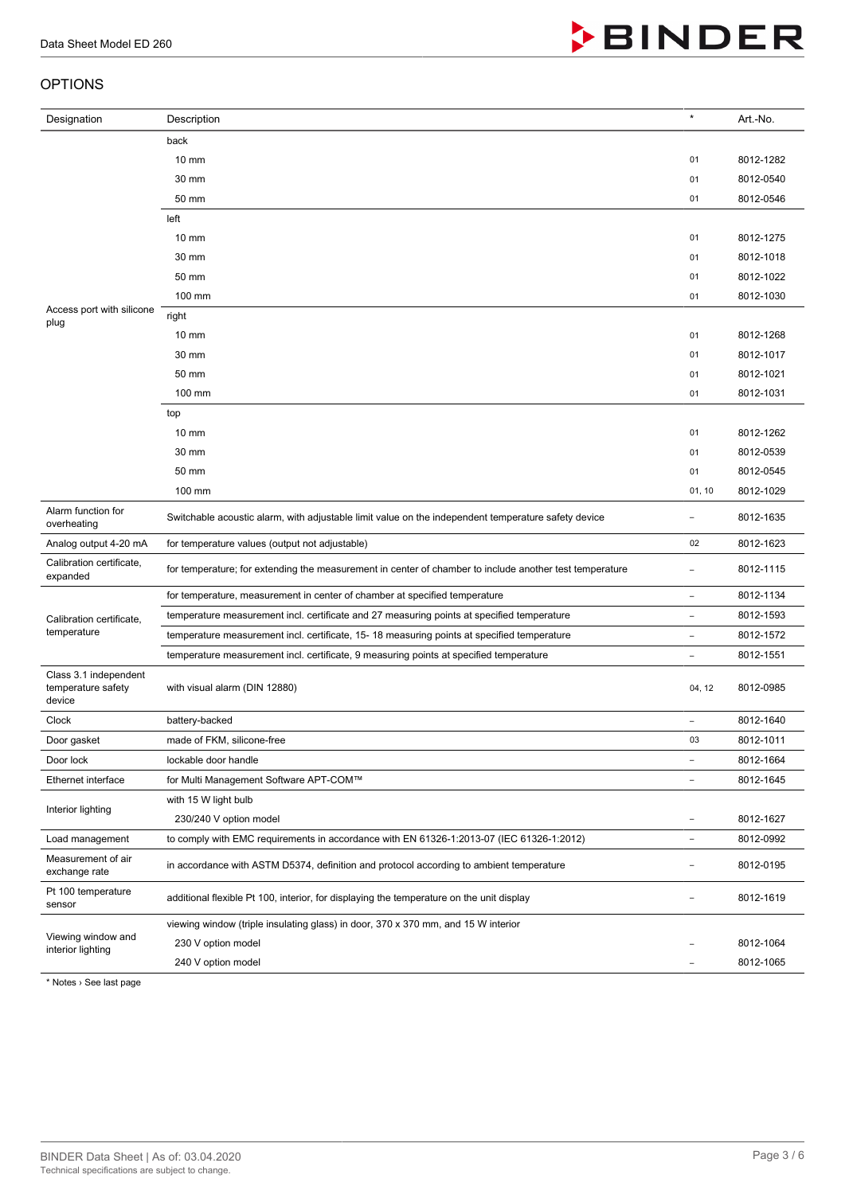## OPTIONS

| Designation | Description | * | Art.-No. |
|---|---|---|---|
| Access port with silicone plug | back | | |
| | 10 mm | 01 | 8012-1282 |
| | 30 mm | 01 | 8012-0540 |
| | 50 mm | 01 | 8012-0546 |
| | left | | |
| | 10 mm | 01 | 8012-1275 |
| | 30 mm | 01 | 8012-1018 |
| | 50 mm | 01 | 8012-1022 |
| | 100 mm | 01 | 8012-1030 |
| | right | | |
| | 10 mm | 01 | 8012-1268 |
| | 30 mm | 01 | 8012-1017 |
| | 50 mm | 01 | 8012-1021 |
| | 100 mm | 01 | 8012-1031 |
| | top | | |
| | 10 mm | 01 | 8012-1262 |
| | 30 mm | 01 | 8012-0539 |
| | 50 mm | 01 | 8012-0545 |
| | 100 mm | 01, 10 | 8012-1029 |
| Alarm function for overheating | Switchable acoustic alarm, with adjustable limit value on the independent temperature safety device | – | 8012-1635 |
| Analog output 4-20 mA | for temperature values (output not adjustable) | 02 | 8012-1623 |
| Calibration certificate, expanded | for temperature; for extending the measurement in center of chamber to include another test temperature | – | 8012-1115 |
| Calibration certificate, temperature | for temperature, measurement in center of chamber at specified temperature | – | 8012-1134 |
| | temperature measurement incl. certificate and 27 measuring points at specified temperature | – | 8012-1593 |
| | temperature measurement incl. certificate, 15- 18 measuring points at specified temperature | – | 8012-1572 |
| | temperature measurement incl. certificate, 9 measuring points at specified temperature | – | 8012-1551 |
| Class 3.1 independent temperature safety device | with visual alarm (DIN 12880) | 04, 12 | 8012-0985 |
| Clock | battery-backed | – | 8012-1640 |
| Door gasket | made of FKM, silicone-free | 03 | 8012-1011 |
| Door lock | lockable door handle | – | 8012-1664 |
| Ethernet interface | for Multi Management Software APT-COM™ | – | 8012-1645 |
| Interior lighting | with 15 W light bulb | | |
| | 230/240 V option model | – | 8012-1627 |
| Load management | to comply with EMC requirements in accordance with EN 61326-1:2013-07 (IEC 61326-1:2012) | – | 8012-0992 |
| Measurement of air exchange rate | in accordance with ASTM D5374, definition and protocol according to ambient temperature | – | 8012-0195 |
| Pt 100 temperature sensor | additional flexible Pt 100, interior, for displaying the temperature on the unit display | – | 8012-1619 |
| Viewing window and interior lighting | viewing window (triple insulating glass) in door, 370 x 370 mm, and 15 W interior | | |
| | 230 V option model | – | 8012-1064 |
| | 240 V option model | – | 8012-1065 |

* Notes › See last page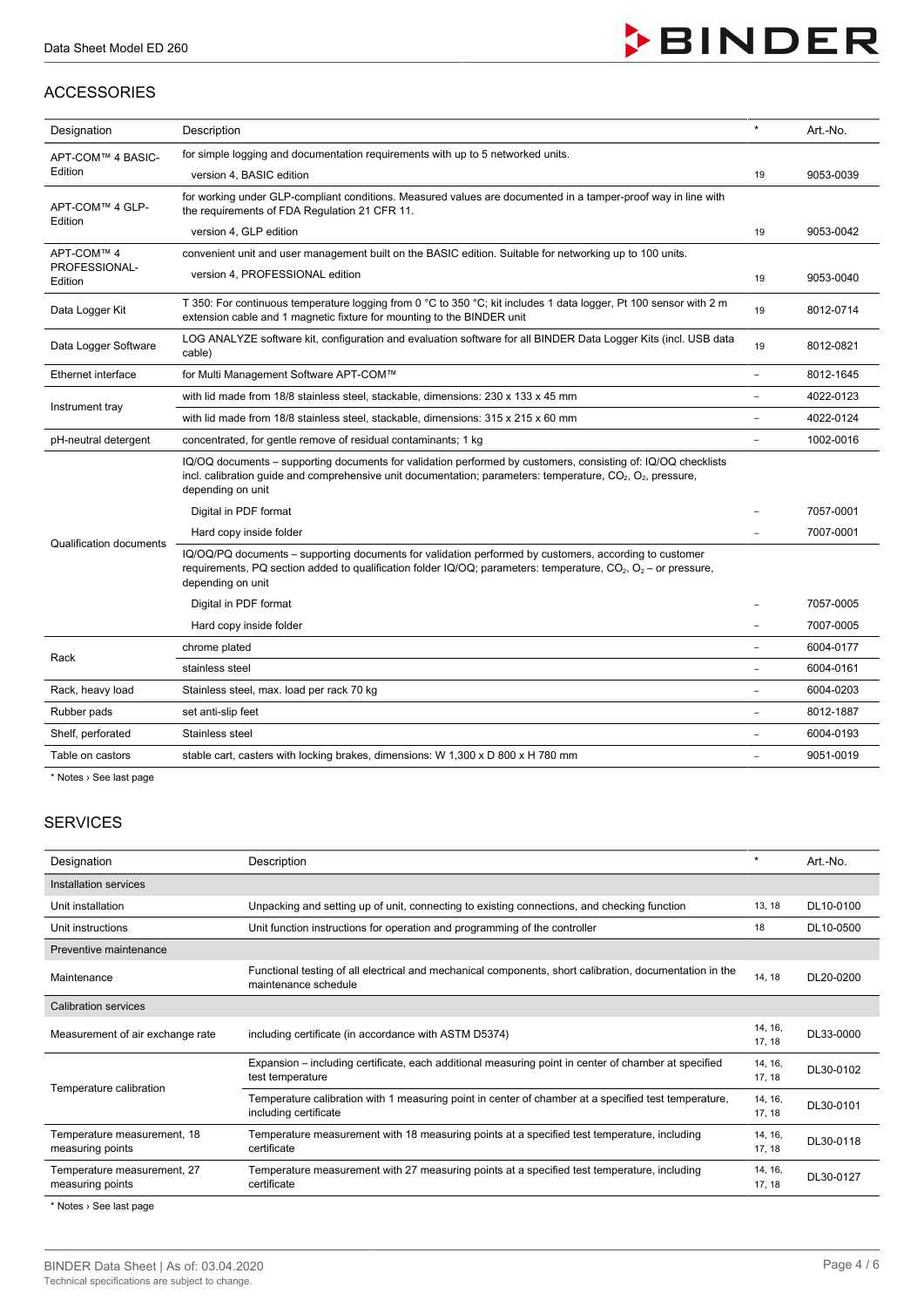## ACCESSORIES

| Designation | Description | * | Art.-No. |
|---|---|---|---|
| APT-COM™ 4 BASIC-Edition | for simple logging and documentation requirements with up to 5 networked units. | | |
| | version 4, BASIC edition | 19 | 9053-0039 |
| APT-COM™ 4 GLP-Edition | for working under GLP-compliant conditions. Measured values are documented in a tamper-proof way in line with the requirements of FDA Regulation 21 CFR 11. | | |
| | version 4, GLP edition | 19 | 9053-0042 |
| APT-COM™ 4 PROFESSIONAL-Edition | convenient unit and user management built on the BASIC edition. Suitable for networking up to 100 units. | | |
| | version 4, PROFESSIONAL edition | 19 | 9053-0040 |
| Data Logger Kit | T 350: For continuous temperature logging from 0 °C to 350 °C; kit includes 1 data logger, Pt 100 sensor with 2 m extension cable and 1 magnetic fixture for mounting to the BINDER unit | 19 | 8012-0714 |
| Data Logger Software | LOG ANALYZE software kit, configuration and evaluation software for all BINDER Data Logger Kits (incl. USB data cable) | 19 | 8012-0821 |
| Ethernet interface | for Multi Management Software APT-COM™ | – | 8012-1645 |
| Instrument tray | with lid made from 18/8 stainless steel, stackable, dimensions: 230 x 133 x 45 mm | – | 4022-0123 |
| | with lid made from 18/8 stainless steel, stackable, dimensions: 315 x 215 x 60 mm | – | 4022-0124 |
| pH-neutral detergent | concentrated, for gentle remove of residual contaminants; 1 kg | – | 1002-0016 |
| Qualification documents | IQ/OQ documents – supporting documents for validation performed by customers, consisting of: IQ/OQ checklists incl. calibration guide and comprehensive unit documentation; parameters: temperature, $CO_2$, $O_2$, pressure, depending on unit | | |
| | Digital in PDF format | – | 7057-0001 |
| | Hard copy inside folder | – | 7007-0001 |
| | IQ/OQ/PQ documents – supporting documents for validation performed by customers, according to customer requirements, PQ section added to qualification folder IQ/OQ; parameters: temperature, $CO_2$, $O_2$ – or pressure, depending on unit | | |
| | Digital in PDF format | – | 7057-0005 |
| | Hard copy inside folder | – | 7007-0005 |
| Rack | chrome plated | – | 6004-0177 |
| | stainless steel | – | 6004-0161 |
| Rack, heavy load | Stainless steel, max. load per rack 70 kg | – | 6004-0203 |
| Rubber pads | set anti-slip feet | – | 8012-1887 |
| Shelf, perforated | Stainless steel | – | 6004-0193 |
| Table on castors | stable cart, casters with locking brakes, dimensions: W 1,300 x D 800 x H 780 mm | – | 9051-0019 |

* Notes › See last page

## SERVICES

| Designation | Description | * | Art.-No. |
|---|---|---|---|
| Installation services | | | |
| Unit installation | Unpacking and setting up of unit, connecting to existing connections, and checking function | 13, 18 | DL10-0100 |
| Unit instructions | Unit function instructions for operation and programming of the controller | 18 | DL10-0500 |
| Preventive maintenance | | | |
| Maintenance | Functional testing of all electrical and mechanical components, short calibration, documentation in the maintenance schedule | 14, 18 | DL20-0200 |
| Calibration services | | | |
| Measurement of air exchange rate | including certificate (in accordance with ASTM D5374) | 14, 16, 17, 18 | DL33-0000 |
| Temperature calibration | Expansion – including certificate, each additional measuring point in center of chamber at specified test temperature | 14, 16, 17, 18 | DL30-0102 |
| | Temperature calibration with 1 measuring point in center of chamber at a specified test temperature, including certificate | 14, 16, 17, 18 | DL30-0101 |
| Temperature measurement, 18 measuring points | Temperature measurement with 18 measuring points at a specified test temperature, including certificate | 14, 16, 17, 18 | DL30-0118 |
| Temperature measurement, 27 measuring points | Temperature measurement with 27 measuring points at a specified test temperature, including certificate | 14, 16, 17, 18 | DL30-0127 |

* Notes › See last page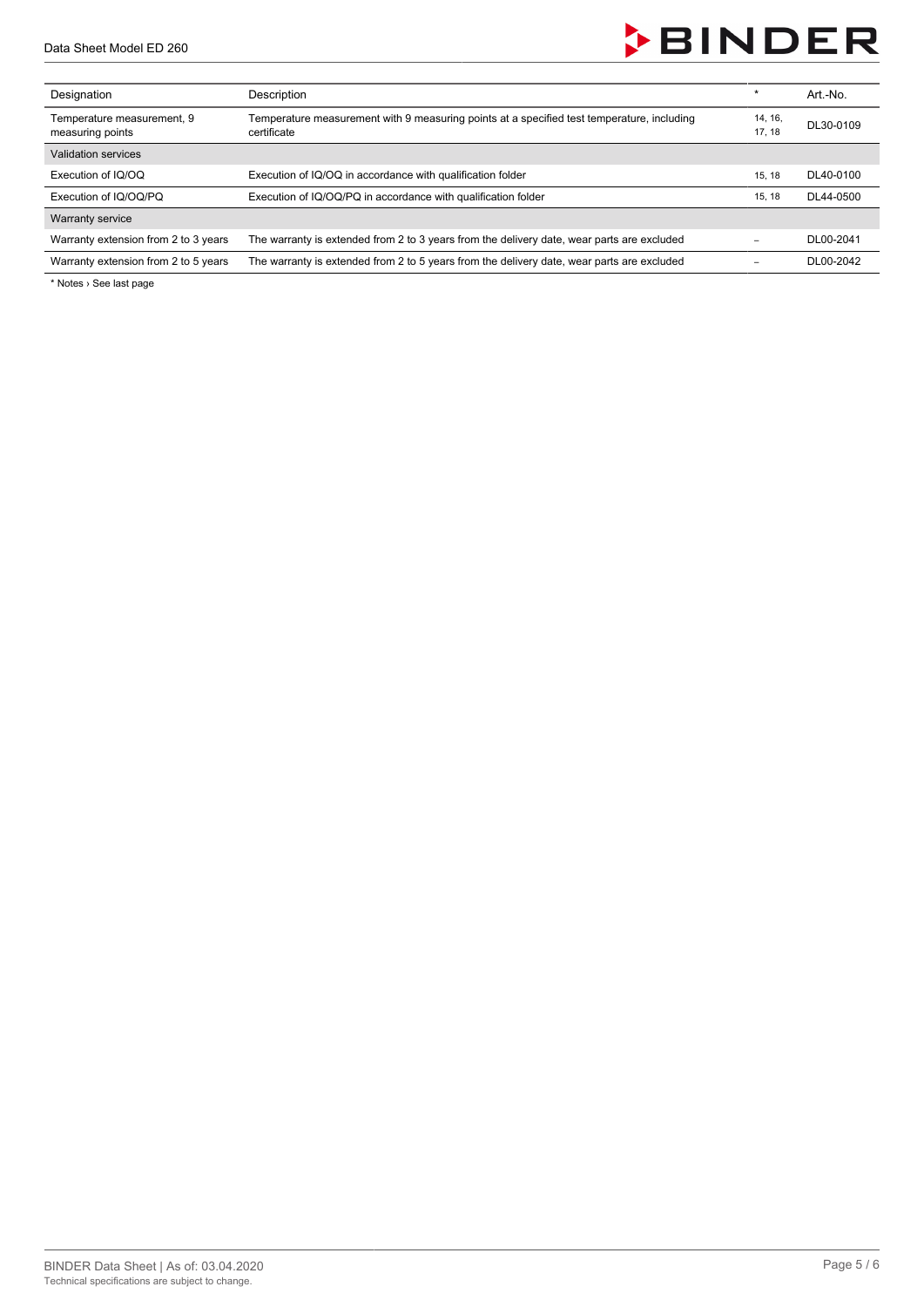| Designation | Description | * | Art.-No. |
| --- | --- | --- | --- |
| Temperature measurement, 9 measuring points | Temperature measurement with 9 measuring points at a specified test temperature, including certificate | 14, 16, 17, 18 | DL30-0109 |
| Validation services | | | |
| Execution of IQ/OQ | Execution of IQ/OQ in accordance with qualification folder | 15, 18 | DL40-0100 |
| Execution of IQ/OQ/PQ | Execution of IQ/OQ/PQ in accordance with qualification folder | 15, 18 | DL44-0500 |
| Warranty service | | | |
| Warranty extension from 2 to 3 years | The warranty is extended from 2 to 3 years from the delivery date, wear parts are excluded | – | DL00-2041 |
| Warranty extension from 2 to 5 years | The warranty is extended from 2 to 5 years from the delivery date, wear parts are excluded | – | DL00-2042 |

* Notes › See last page

BINDER Data Sheet | As of: 03.04.2020
Technical specifications are subject to change.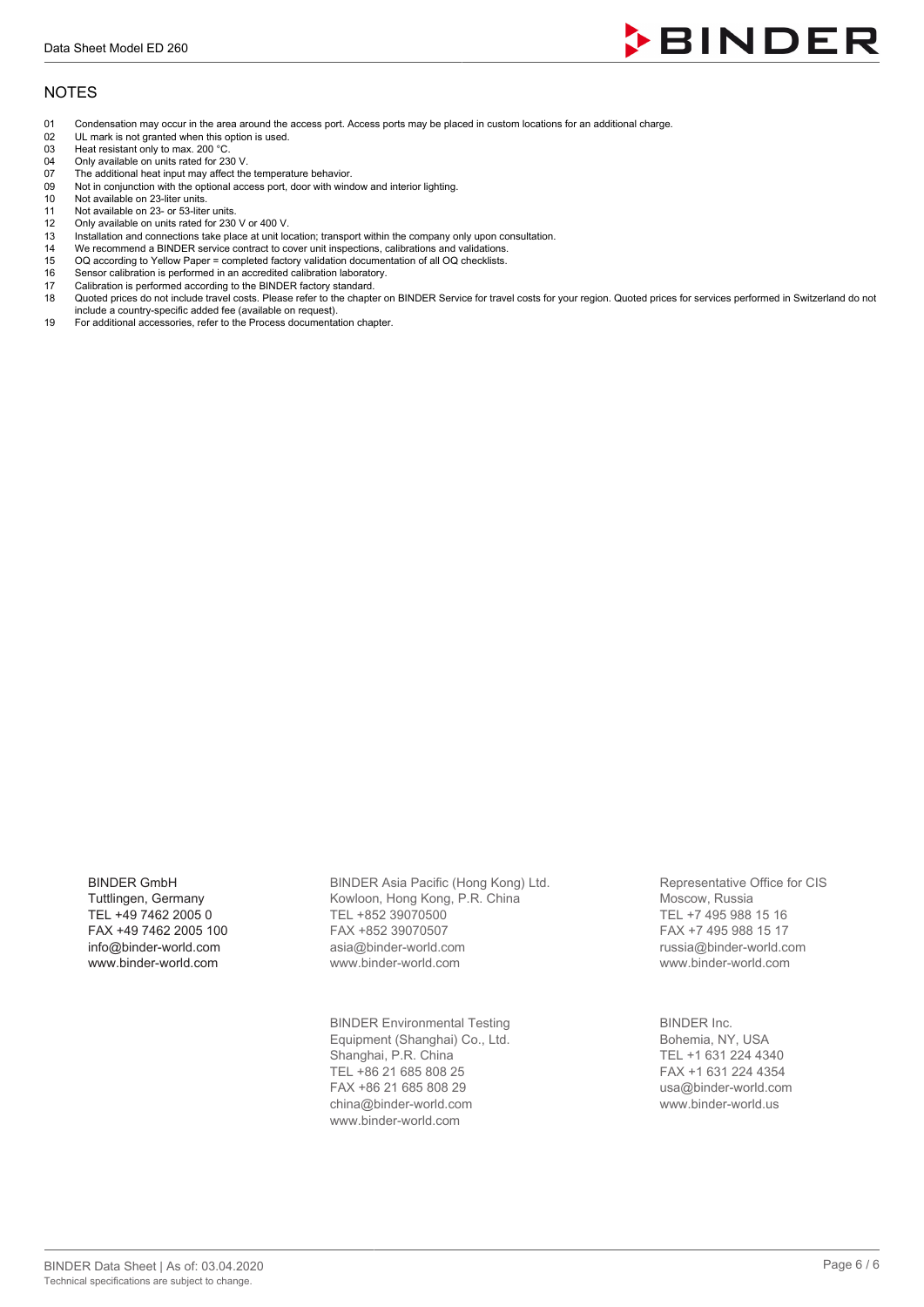## NOTES

01 Condensation may occur in the area around the access port. Access ports may be placed in custom locations for an additional charge.
02 UL mark is not granted when this option is used.
03 Heat resistant only to max. 200 °C.
04 Only available on units rated for 230 V.
07 The additional heat input may affect the temperature behavior.
09 Not in conjunction with the optional access port, door with window and interior lighting.
10 Not available on 23-liter units.
11 Not available on 23- or 53-liter units.
12 Only available on units rated for 230 V or 400 V.
13 Installation and connections take place at unit location; transport within the company only upon consultation.
14 We recommend a BINDER service contract to cover unit inspections, calibrations and validations.
15 OQ according to Yellow Paper = completed factory validation documentation of all OQ checklists.
16 Sensor calibration is performed in an accredited calibration laboratory.
17 Calibration is performed according to the BINDER factory standard.
18 Quoted prices do not include travel costs. Please refer to the chapter on BINDER Service for travel costs for your region. Quoted prices for services performed in Switzerland do not include a country-specific added fee (available on request).
19 For additional accessories, refer to the Process documentation chapter.

BINDER GmbH
Tuttlingen, Germany
TEL +49 7462 2005 0
FAX +49 7462 2005 100
info@binder-world.com
www.binder-world.com

BINDER Asia Pacific (Hong Kong) Ltd.
Kowloon, Hong Kong, P.R. China
TEL +852 39070500
FAX +852 39070507
asia@binder-world.com
www.binder-world.com

Representative Office for CIS
Moscow, Russia
TEL +7 495 988 15 16
FAX +7 495 988 15 17
russia@binder-world.com
www.binder-world.com

BINDER Environmental Testing Equipment (Shanghai) Co., Ltd.
Shanghai, P.R. China
TEL +86 21 685 808 25
FAX +86 21 685 808 29
china@binder-world.com
www.binder-world.com

BINDER Inc.
Bohemia, NY, USA
TEL +1 631 224 4340
FAX +1 631 224 4354
usa@binder-world.com
www.binder-world.us

BINDER Data Sheet | As of: 03.04.2020
Technical specifications are subject to change.